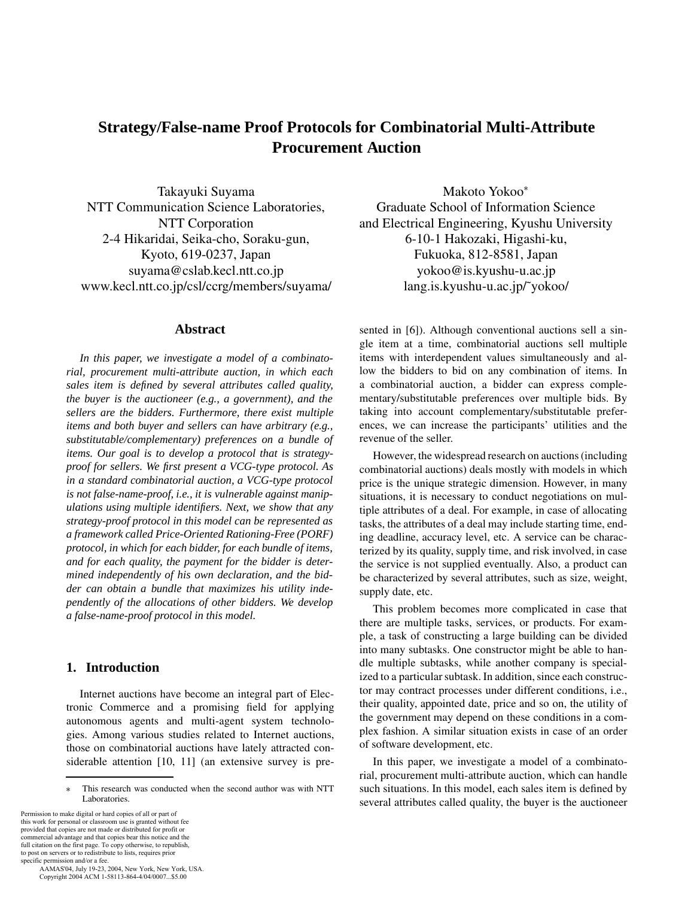# Strategy/False-name Proof Protocols for Combinatorial Multi-Attribute Procurement Auction

Takayuki Suyama
NTT Communication Science Laboratories,
NTT Corporation
2-4 Hikaridai, Seika-cho, Soraku-gun,
Kyoto, 619-0237, Japan
suyama@cslab.kecl.ntt.co.jp
www.kecl.ntt.co.jp/csl/ccrg/members/suyama/

Makoto Yokoo*
Graduate School of Information Science
and Electrical Engineering, Kyushu University
6-10-1 Hakozaki, Higashi-ku,
Fukuoka, 812-8581, Japan
yokoo@is.kyushu-u.ac.jp
lang.is.kyushu-u.ac.jp/~yokoo/

## Abstract

*In this paper, we investigate a model of a combinatorial, procurement multi-attribute auction, in which each sales item is defined by several attributes called quality, the buyer is the auctioneer (e.g., a government), and the sellers are the bidders. Furthermore, there exist multiple items and both buyer and sellers can have arbitrary (e.g., substitutable/complementary) preferences on a bundle of items. Our goal is to develop a protocol that is strategy-proof for sellers. We first present a VCG-type protocol. As in a standard combinatorial auction, a VCG-type protocol is not false-name-proof, i.e., it is vulnerable against manipulations using multiple identifiers. Next, we show that any strategy-proof protocol in this model can be represented as a framework called Price-Oriented Rationing-Free (PORF) protocol, in which for each bidder, for each bundle of items, and for each quality, the payment for the bidder is determined independently of his own declaration, and the bidder can obtain a bundle that maximizes his utility independently of the allocations of other bidders. We develop a false-name-proof protocol in this model.*

## 1. Introduction

Internet auctions have become an integral part of Electronic Commerce and a promising field for applying autonomous agents and multi-agent system technologies. Among various studies related to Internet auctions, those on combinatorial auctions have lately attracted considerable attention [10, 11] (an extensive survey is presented in [6]). Although conventional auctions sell a single item at a time, combinatorial auctions sell multiple items with interdependent values simultaneously and allow the bidders to bid on any combination of items. In a combinatorial auction, a bidder can express complementary/substitutable preferences over multiple bids. By taking into account complementary/substitutable preferences, we can increase the participants' utilities and the revenue of the seller.

However, the widespread research on auctions (including combinatorial auctions) deals mostly with models in which price is the unique strategic dimension. However, in many situations, it is necessary to conduct negotiations on multiple attributes of a deal. For example, in case of allocating tasks, the attributes of a deal may include starting time, ending deadline, accuracy level, etc. A service can be characterized by its quality, supply time, and risk involved, in case the service is not supplied eventually. Also, a product can be characterized by several attributes, such as size, weight, supply date, etc.

This problem becomes more complicated in case that there are multiple tasks, services, or products. For example, a task of constructing a large building can be divided into many subtasks. One constructor might be able to handle multiple subtasks, while another company is specialized to a particular subtask. In addition, since each constructor may contract processes under different conditions, i.e., their quality, appointed date, price and so on, the utility of the government may depend on these conditions in a complex fashion. A similar situation exists in case of an order of software development, etc.

In this paper, we investigate a model of a combinatorial, procurement multi-attribute auction, which can handle such situations. In this model, each sales item is defined by several attributes called quality, the buyer is the auctioneer

* This research was conducted when the second author was with NTT Laboratories.

Permission to make digital or hard copies of all or part of this work for personal or classroom use is granted without fee provided that copies are not made or distributed for profit or commercial advantage and that copies bear this notice and the full citation on the first page. To copy otherwise, to republish, to post on servers or to redistribute to lists, requires prior specific permission and/or a fee.
AAMAS'04, July 19-23, 2004, New York, New York, USA.
Copyright 2004 ACM 1-58113-864-4/04/0007...$5.00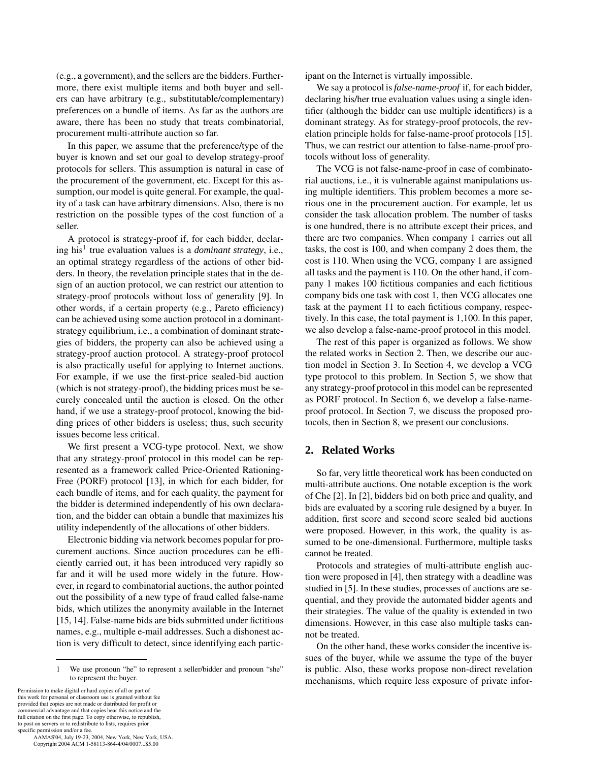(e.g., a government), and the sellers are the bidders. Furthermore, there exist multiple items and both buyer and sellers can have arbitrary (e.g., substitutable/complementary) preferences on a bundle of items. As far as the authors are aware, there has been no study that treats combinatorial, procurement multi-attribute auction so far.

In this paper, we assume that the preference/type of the buyer is known and set our goal to develop strategy-proof protocols for sellers. This assumption is natural in case of the procurement of the government, etc. Except for this assumption, our model is quite general. For example, the quality of a task can have arbitrary dimensions. Also, there is no restriction on the possible types of the cost function of a seller.

A protocol is strategy-proof if, for each bidder, declaring his[1] true evaluation values is a *dominant strategy*, i.e., an optimal strategy regardless of the actions of other bidders. In theory, the revelation principle states that in the design of an auction protocol, we can restrict our attention to strategy-proof protocols without loss of generality [9]. In other words, if a certain property (e.g., Pareto efficiency) can be achieved using some auction protocol in a dominant-strategy equilibrium, i.e., a combination of dominant strategies of bidders, the property can also be achieved using a strategy-proof auction protocol. A strategy-proof protocol is also practically useful for applying to Internet auctions. For example, if we use the first-price sealed-bid auction (which is not strategy-proof), the bidding prices must be securely concealed until the auction is closed. On the other hand, if we use a strategy-proof protocol, knowing the bidding prices of other bidders is useless; thus, such security issues become less critical.

We first present a VCG-type protocol. Next, we show that any strategy-proof protocol in this model can be represented as a framework called Price-Oriented Rationing-Free (PORF) protocol [13], in which for each bidder, for each bundle of items, and for each quality, the payment for the bidder is determined independently of his own declaration, and the bidder can obtain a bundle that maximizes his utility independently of the allocations of other bidders.

Electronic bidding via network becomes popular for procurement auctions. Since auction procedures can be efficiently carried out, it has been introduced very rapidly so far and it will be used more widely in the future. However, in regard to combinatorial auctions, the author pointed out the possibility of a new type of fraud called false-name bids, which utilizes the anonymity available in the Internet [15, 14]. False-name bids are bids submitted under fictitious names, e.g., multiple e-mail addresses. Such a dishonest action is very difficult to detect, since identifying each participant on the Internet is virtually impossible.

We say a protocol is *false-name-proof* if, for each bidder, declaring his/her true evaluation values using a single identifier (although the bidder can use multiple identifiers) is a dominant strategy. As for strategy-proof protocols, the revelation principle holds for false-name-proof protocols [15]. Thus, we can restrict our attention to false-name-proof protocols without loss of generality.

The VCG is not false-name-proof in case of combinatorial auctions, i.e., it is vulnerable against manipulations using multiple identifiers. This problem becomes a more serious one in the procurement auction. For example, let us consider the task allocation problem. The number of tasks is one hundred, there is no attribute except their prices, and there are two companies. When company 1 carries out all tasks, the cost is 100, and when company 2 does them, the cost is 110. When using the VCG, company 1 are assigned all tasks and the payment is 110. On the other hand, if company 1 makes 100 fictitious companies and each fictitious company bids one task with cost 1, then VCG allocates one task at the payment 11 to each fictitious company, respectively. In this case, the total payment is 1,100. In this paper, we also develop a false-name-proof protocol in this model.

The rest of this paper is organized as follows. We show the related works in Section 2. Then, we describe our auction model in Section 3. In Section 4, we develop a VCG type protocol to this problem. In Section 5, we show that any strategy-proof protocol in this model can be represented as PORF protocol. In Section 6, we develop a false-name-proof protocol. In Section 7, we discuss the proposed protocols, then in Section 8, we present our conclusions.

## 2. Related Works

So far, very little theoretical work has been conducted on multi-attribute auctions. One notable exception is the work of Che [2]. In [2], bidders bid on both price and quality, and bids are evaluated by a scoring rule designed by a buyer. In addition, first score and second score sealed bid auctions were proposed. However, in this work, the quality is assumed to be one-dimensional. Furthermore, multiple tasks cannot be treated.

Protocols and strategies of multi-attribute english auction were proposed in [4], then strategy with a deadline was studied in [5]. In these studies, processes of auctions are sequential, and they provide the automated bidder agents and their strategies. The value of the quality is extended in two dimensions. However, in this case also multiple tasks cannot be treated.

On the other hand, these works consider the incentive issues of the buyer, while we assume the type of the buyer is public. Also, these works propose non-direct revelation mechanisms, which require less exposure of private infor-

[1] We use pronoun "he" to represent a seller/bidder and pronoun "she" to represent the buyer.

Permission to make digital or hard copies of all or part of this work for personal or classroom use is granted without fee provided that copies are not made or distributed for profit or commercial advantage and that copies bear this notice and the full citation on the first page. To copy otherwise, to republish, to post on servers or to redistribute to lists, requires prior specific permission and/or a fee.
AAMAS'04, July 19-23, 2004, New York, New York, USA.
Copyright 2004 ACM 1-58113-864-4/04/0007...$5.00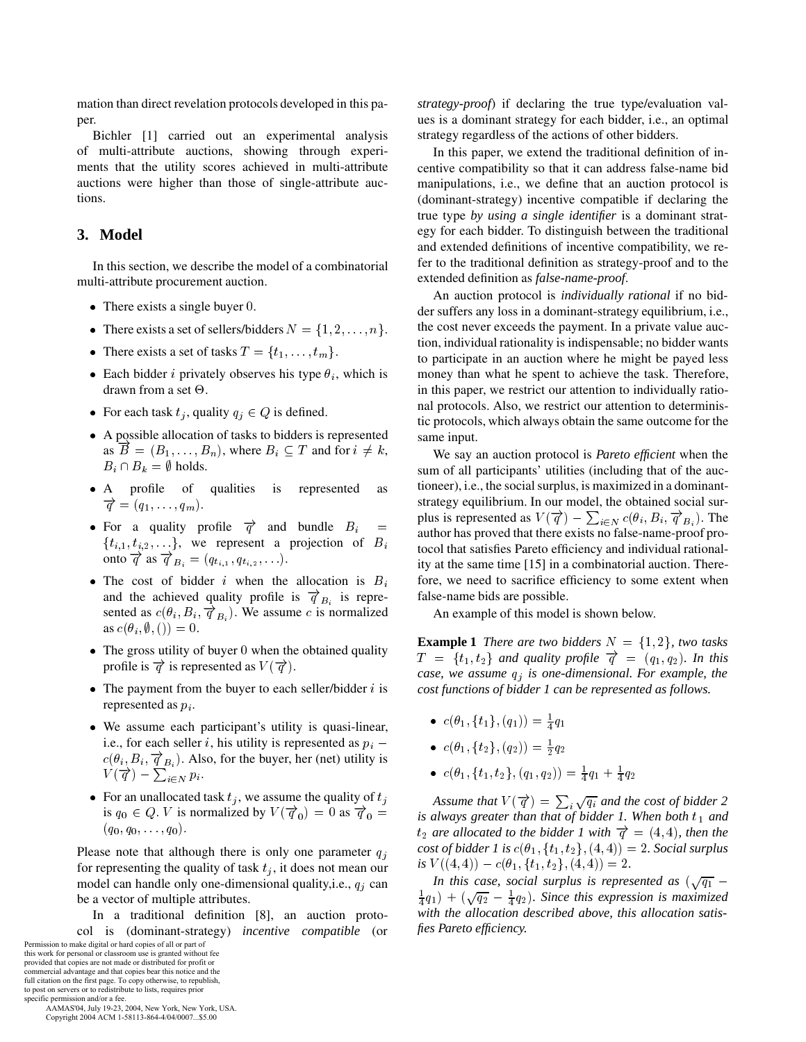mation than direct revelation protocols developed in this paper.

Bichler [1] carried out an experimental analysis of multi-attribute auctions, showing through experiments that the utility scores achieved in multi-attribute auctions were higher than those of single-attribute auctions.

## 3. Model

In this section, we describe the model of a combinatorial multi-attribute procurement auction.

- There exists a single buyer 0.
- There exists a set of sellers/bidders $N = \{1, 2, \ldots, n\}$.
- There exists a set of tasks $T = \{t_1, \ldots, t_m\}$.
- Each bidder $i$ privately observes his type $\theta_i$, which is drawn from a set $\Theta$.
- For each task $t_j$, quality $q_j \in Q$ is defined.
- A possible allocation of tasks to bidders is represented as $\overrightarrow{B} = (B_1, \ldots, B_n)$, where $B_i \subseteq T$ and for $i \neq k$, $B_i \cap B_k = \emptyset$ holds.
- A profile of qualities is represented as $\overrightarrow{q} = (q_1, \ldots, q_m)$.
- For a quality profile $\overrightarrow{q}$ and bundle $B_i = \{t_{i,1}, t_{i,2}, \ldots\}$, we represent a projection of $B_i$ onto $\overrightarrow{q}$ as $\overrightarrow{q}_{B_i} = (q_{t_{i,1}}, q_{t_{i,2}}, \ldots)$.
- The cost of bidder $i$ when the allocation is $B_i$ and the achieved quality profile is $\overrightarrow{q}_{B_i}$ is represented as $c(\theta_i, B_i, \overrightarrow{q}_{B_i})$. We assume $c$ is normalized as $c(\theta_i, \emptyset, ()) = 0$.
- The gross utility of buyer 0 when the obtained quality profile is $\overrightarrow{q}$ is represented as $V(\overrightarrow{q})$.
- The payment from the buyer to each seller/bidder $i$ is represented as $p_i$.
- We assume each participant's utility is quasi-linear, i.e., for each seller $i$, his utility is represented as $p_i - c(\theta_i, B_i, \overrightarrow{q}_{B_i})$. Also, for the buyer, her (net) utility is $V(\overrightarrow{q}) - \sum_{i \in N} p_i$.
- For an unallocated task $t_j$, we assume the quality of $t_j$ is $q_0 \in Q$. $V$ is normalized by $V(\overrightarrow{q}_0) = 0$ as $\overrightarrow{q}_0 = (q_0, q_0, \ldots, q_0)$.

Please note that although there is only one parameter $q_j$ for representing the quality of task $t_j$, it does not mean our model can handle only one-dimensional quality,i.e., $q_j$ can be a vector of multiple attributes.

In a traditional definition [8], an auction protocol is (dominant-strategy) *incentive compatible* (or *strategy-proof*) if declaring the true type/evaluation values is a dominant strategy for each bidder, i.e., an optimal strategy regardless of the actions of other bidders.

In this paper, we extend the traditional definition of incentive compatibility so that it can address false-name bid manipulations, i.e., we define that an auction protocol is (dominant-strategy) incentive compatible if declaring the true type *by using a single identifier* is a dominant strategy for each bidder. To distinguish between the traditional and extended definitions of incentive compatibility, we refer to the traditional definition as strategy-proof and to the extended definition as *false-name-proof*.

An auction protocol is *individually rational* if no bidder suffers any loss in a dominant-strategy equilibrium, i.e., the cost never exceeds the payment. In a private value auction, individual rationality is indispensable; no bidder wants to participate in an auction where he might be payed less money than what he spent to achieve the task. Therefore, in this paper, we restrict our attention to individually rational protocols. Also, we restrict our attention to deterministic protocols, which always obtain the same outcome for the same input.

We say an auction protocol is *Pareto efficient* when the sum of all participants' utilities (including that of the auctioneer), i.e., the social surplus, is maximized in a dominant-strategy equilibrium. In our model, the obtained social surplus is represented as $V(\overrightarrow{q}) - \sum_{i \in N} c(\theta_i, B_i, \overrightarrow{q}_{B_i})$. The author has proved that there exists no false-name-proof protocol that satisfies Pareto efficiency and individual rationality at the same time [15] in a combinatorial auction. Therefore, we need to sacrifice efficiency to some extent when false-name bids are possible.

An example of this model is shown below.

**Example 1** *There are two bidders $N = \{1, 2\}$, two tasks $T = \{t_1, t_2\}$ and quality profile $\overrightarrow{q} = (q_1, q_2)$. In this case, we assume $q_j$ is one-dimensional. For example, the cost functions of bidder 1 can be represented as follows.*

- $c(\theta_1, \{t_1\}, (q_1)) = \frac{1}{4} q_1$
- $c(\theta_1, \{t_2\}, (q_2)) = \frac{1}{2} q_2$
- $c(\theta_1, \{t_1, t_2\}, (q_1, q_2)) = \frac{1}{4} q_1 + \frac{1}{4} q_2$

*Assume that $V(\overrightarrow{q}) = \sum_i \sqrt{q_i}$ and the cost of bidder 2 is always greater than that of bidder 1. When both $t_1$ and $t_2$ are allocated to the bidder 1 with $\overrightarrow{q} = (4, 4)$, then the cost of bidder 1 is $c(\theta_1, \{t_1, t_2\}, (4, 4)) = 2$. Social surplus is $V((4, 4)) - c(\theta_1, \{t_1, t_2\}, (4, 4)) = 2$.*

*In this case, social surplus is represented as $(\sqrt{q_1} - \frac{1}{4} q_1) + (\sqrt{q_2} - \frac{1}{4} q_2)$. Since this expression is maximized with the allocation described above, this allocation satisfies Pareto efficiency.*

Permission to make digital or hard copies of all or part of this work for personal or classroom use is granted without fee provided that copies are not made or distributed for profit or commercial advantage and that copies bear this notice and the full citation on the first page. To copy otherwise, to republish, to post on servers or to redistribute to lists, requires prior specific permission and/or a fee.
AAMAS'04, July 19-23, 2004, New York, New York, USA.
Copyright 2004 ACM 1-58113-864-4/04/0007...$5.00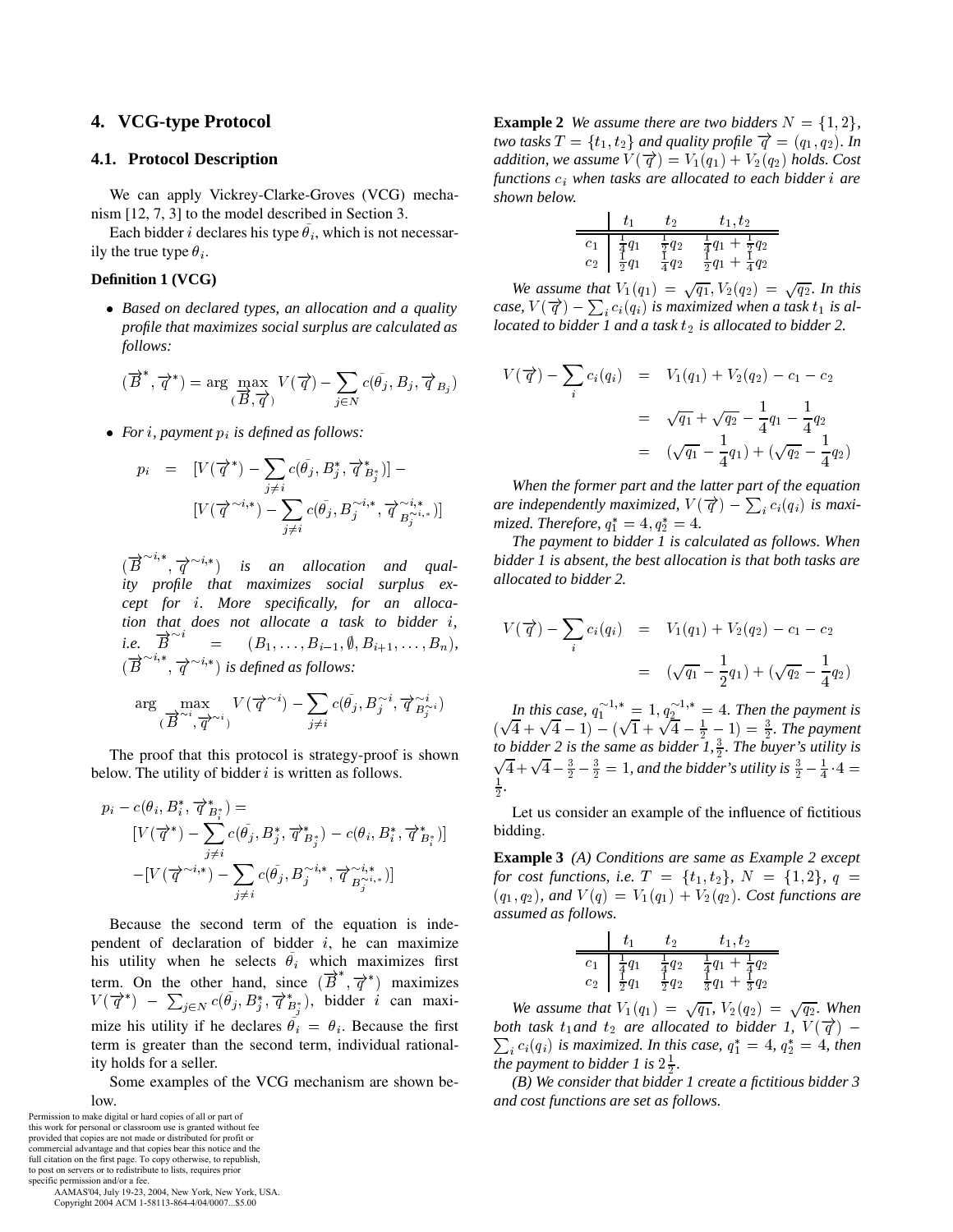## 4. VCG-type Protocol

### 4.1. Protocol Description

We can apply Vickrey-Clarke-Groves (VCG) mechanism [12, 7, 3] to the model described in Section 3.

Each bidder $i$ declares his type $\bar{\theta_i}$, which is not necessarily the true type $\theta_i$.

**Definition 1 (VCG)**

- *Based on declared types, an allocation and a quality profile that maximizes social surplus are calculated as follows:*

$$(\overrightarrow{B}^*, \overrightarrow{q}^*) = \arg \max_{(\overrightarrow{B}, \overrightarrow{q})} V(\overrightarrow{q}) - \sum_{j \in N} c(\bar{\theta_j}, B_j, \overrightarrow{q}_{B_j})$$

- *For $i$, payment $p_i$ is defined as follows:*

$$\begin{aligned} p_i &= [V(\overrightarrow{q}^*) - \sum_{j \neq i} c(\bar{\theta_j}, B_j^*, \overrightarrow{q}^*_{B_j^*})] - \\ & [V(\overrightarrow{q}^{\sim i,*}) - \sum_{j \neq i} c(\bar{\theta_j}, B_j^{\sim i,*}, \overrightarrow{q}^{\sim i,*}_{B_j^{\sim i,*}})] \end{aligned}$$

$(\overrightarrow{B}^{\sim i,*}, \overrightarrow{q}^{\sim i,*})$ *is an allocation and quality profile that maximizes social surplus except for $i$. More specifically, for an allocation that does not allocate a task to bidder $i$, i.e. $\overrightarrow{B}^{\sim i} = (B_1, \ldots, B_{i-1}, \emptyset, B_{i+1}, \ldots, B_n)$, $(\overrightarrow{B}^{\sim i,*}, \overrightarrow{q}^{\sim i,*})$ is defined as follows:*

$$\arg \max_{(\overrightarrow{B}^{\sim i}, \overrightarrow{q}^{\sim i})} V(\overrightarrow{q}^{\sim i}) - \sum_{j \neq i} c(\bar{\theta_j}, B_j^{\sim i}, \overrightarrow{q}^{\sim i}_{B_j^{\sim i}})$$

The proof that this protocol is strategy-proof is shown below. The utility of bidder $i$ is written as follows.

$$\begin{aligned} & p_i - c(\theta_i, B_i^*, \overrightarrow{q}^*_{B_i^*}) = \\ & [V(\overrightarrow{q}^*) - \sum_{j \neq i} c(\bar{\theta_j}, B_j^*, \overrightarrow{q}^*_{B_j^*}) - c(\theta_i, B_i^*, \overrightarrow{q}^*_{B_i^*})] \\ & -[V(\overrightarrow{q}^{\sim i,*}) - \sum_{j \neq i} c(\bar{\theta_j}, B_j^{\sim i,*}, \overrightarrow{q}^{\sim i,*}_{B_j^{\sim i,*}})] \end{aligned}$$

Because the second term of the equation is independent of declaration of bidder $i$, he can maximize his utility when he selects $\bar{\theta_i}$ which maximizes first term. On the other hand, since $(\overrightarrow{B}^*, \overrightarrow{q}^*)$ maximizes $V(\overrightarrow{q}^*) - \sum_{j \in N} c(\bar{\theta_j}, B_j^*, \overrightarrow{q}^*_{B_j^*})$, bidder $i$ can maximize his utility if he declares $\bar{\theta_i} = \theta_i$. Because the first term is greater than the second term, individual rationality holds for a seller.

Some examples of the VCG mechanism are shown below.

**Example 2** *We assume there are two bidders $N = \{1, 2\}$, two tasks $T = \{t_1, t_2\}$ and quality profile $\overrightarrow{q} = (q_1, q_2)$. In addition, we assume $V(\overrightarrow{q}) = V_1(q_1) + V_2(q_2)$ holds. Cost functions $c_i$ when tasks are allocated to each bidder $i$ are shown below.*

| | $t_1$ | $t_2$ | $t_1, t_2$ |
|---|---|---|---|
| $c_1$ | $\frac{1}{4}q_1$ | $\frac{1}{2}q_2$ | $\frac{1}{4}q_1 + \frac{1}{2}q_2$ |
| $c_2$ | $\frac{1}{2}q_1$ | $\frac{1}{4}q_2$ | $\frac{1}{2}q_1 + \frac{1}{4}q_2$ |

*We assume that $V_1(q_1) = \sqrt{q_1}, V_2(q_2) = \sqrt{q_2}$. In this case, $V(\overrightarrow{q}) - \sum_i c_i(q_i)$ is maximized when a task $t_1$ is allocated to bidder 1 and a task $t_2$ is allocated to bidder 2.*

$$\begin{aligned} V(\overrightarrow{q}) - \sum_i c_i(q_i) &= V_1(q_1) + V_2(q_2) - c_1 - c_2 \\ &= \sqrt{q_1} + \sqrt{q_2} - \frac{1}{4}q_1 - \frac{1}{4}q_2 \\ &= (\sqrt{q_1} - \frac{1}{4}q_1) + (\sqrt{q_2} - \frac{1}{4}q_2) \end{aligned}$$

*When the former part and the latter part of the equation are independently maximized, $V(\overrightarrow{q}) - \sum_i c_i(q_i)$ is maximized. Therefore, $q_1^* = 4, q_2^* = 4$.*

*The payment to bidder 1 is calculated as follows. When bidder 1 is absent, the best allocation is that both tasks are allocated to bidder 2.*

$$\begin{aligned} V(\overrightarrow{q}) - \sum_i c_i(q_i) &= V_1(q_1) + V_2(q_2) - c_1 - c_2 \\ &= (\sqrt{q_1} - \frac{1}{2}q_1) + (\sqrt{q_2} - \frac{1}{4}q_2) \end{aligned}$$

*In this case, $q_1^{\sim 1,*} = 1, q_2^{\sim 1,*} = 4$. Then the payment is $(\sqrt{4} + \sqrt{4} - 1) - (\sqrt{1} + \sqrt{4} - \frac{1}{2} - 1) = \frac{3}{2}$. The payment to bidder 2 is the same as bidder 1, $\frac{3}{2}$. The buyer's utility is $\sqrt{4} + \sqrt{4} - \frac{3}{2} - \frac{3}{2} = 1$, and the bidder's utility is $\frac{3}{2} - \frac{1}{4} \cdot 4 = \frac{1}{2}$.*

Let us consider an example of the influence of fictitious bidding.

**Example 3** *(A) Conditions are same as Example 2 except for cost functions, i.e. $T = \{t_1, t_2\}$, $N = \{1, 2\}$, $q = (q_1, q_2)$, and $V(q) = V_1(q_1) + V_2(q_2)$. Cost functions are assumed as follows.*

| | $t_1$ | $t_2$ | $t_1, t_2$ |
|---|---|---|---|
| $c_1$ | $\frac{1}{4}q_1$ | $\frac{1}{4}q_2$ | $\frac{1}{4}q_1 + \frac{1}{4}q_2$ |
| $c_2$ | $\frac{1}{2}q_1$ | $\frac{1}{2}q_2$ | $\frac{1}{3}q_1 + \frac{1}{3}q_2$ |

*We assume that $V_1(q_1) = \sqrt{q_1}$, $V_2(q_2) = \sqrt{q_2}$. When both task $t_1$and $t_2$ are allocated to bidder 1, $V(\overrightarrow{q}) - \sum_i c_i(q_i)$ is maximized. In this case, $q_1^* = 4$, $q_2^* = 4$, then the payment to bidder 1 is $2\frac{1}{2}$.*

*(B) We consider that bidder 1 create a fictitious bidder 3 and cost functions are set as follows.*

Permission to make digital or hard copies of all or part of this work for personal or classroom use is granted without fee provided that copies are not made or distributed for profit or commercial advantage and that copies bear this notice and the full citation on the first page. To copy otherwise, to republish, to post on servers or to redistribute to lists, requires prior specific permission and/or a fee.
AAMAS'04, July 19-23, 2004, New York, New York, USA.
Copyright 2004 ACM 1-58113-864-4/04/0007...$5.00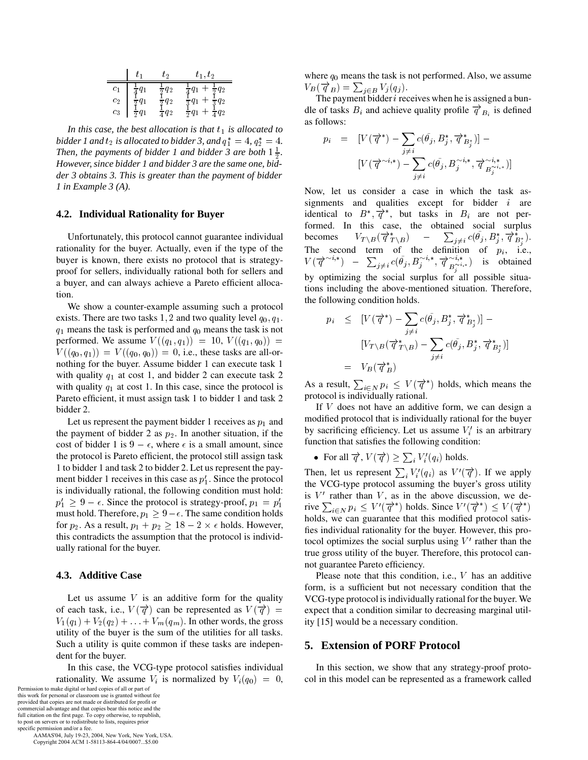|  | $t_1$ | $t_2$ | $t_1, t_2$ |
|---|---|---|---|
| $c_1$ | $\frac{1}{4}q_1$ | $\frac{1}{2}q_2$ | $\frac{1}{4}q_1 + \frac{1}{2}q_2$ |
| $c_2$ | $\frac{1}{2}q_1$ | $\frac{1}{2}q_2$ | $\frac{1}{2}q_1 + \frac{1}{2}q_2$ |
| $c_3$ | $\frac{1}{2}q_1$ | $\frac{1}{4}q_2$ | $\frac{1}{2}q_1 + \frac{1}{4}q_2$ |

*In this case, the best allocation is that $t_1$ is allocated to bidder 1 and $t_2$ is allocated to bidder 3, and $q_1^* = 4$, $q_2^* = 4$. Then, the payments of bidder 1 and bidder 3 are both $1\frac{1}{2}$. However, since bidder 1 and bidder 3 are the same one, bidder 3 obtains 3. This is greater than the payment of bidder 1 in Example 3 (A).*

### 4.2. Individual Rationality for Buyer

Unfortunately, this protocol cannot guarantee individual rationality for the buyer. Actually, even if the type of the buyer is known, there exists no protocol that is strategy-proof for sellers, individually rational both for sellers and a buyer, and can always achieve a Pareto efficient allocation.

We show a counter-example assuming such a protocol exists. There are two tasks 1, 2 and two quality level $q_0, q_1$. $q_1$ means the task is performed and $q_0$ means the task is not performed. We assume $V((q_1, q_1)) = 10$, $V((q_1, q_0)) = V((q_0, q_1)) = V((q_0, q_0)) = 0$, i.e., these tasks are all-or-nothing for the buyer. Assume bidder 1 can execute task 1 with quality $q_1$ at cost 1, and bidder 2 can execute task 2 with quality $q_1$ at cost 1. In this case, since the protocol is Pareto efficient, it must assign task 1 to bidder 1 and task 2 bidder 2.

Let us represent the payment bidder 1 receives as $p_1$ and the payment of bidder 2 as $p_2$. In another situation, if the cost of bidder 1 is $9 - \epsilon$, where $\epsilon$ is a small amount, since the protocol is Pareto efficient, the protocol still assign task 1 to bidder 1 and task 2 to bidder 2. Let us represent the payment bidder 1 receives in this case as $p_1'$. Since the protocol is individually rational, the following condition must hold: $p_1' \geq 9 - \epsilon$. Since the protocol is strategy-proof, $p_1 = p_1'$ must hold. Therefore, $p_1 \geq 9 - \epsilon$. The same condition holds for $p_2$. As a result, $p_1 + p_2 \geq 18 - 2 \times \epsilon$ holds. However, this contradicts the assumption that the protocol is individually rational for the buyer.

### 4.3. Additive Case

Let us assume $V$ is an additive form for the quality of each task, i.e., $V(\overrightarrow{q})$ can be represented as $V(\overrightarrow{q}) = V_1(q_1) + V_2(q_2) + \ldots + V_m(q_m)$. In other words, the gross utility of the buyer is the sum of the utilities for all tasks. Such a utility is quite common if these tasks are independent for the buyer.

In this case, the VCG-type protocol satisfies individual rationality. We assume $V_i$ is normalized by $V_i(q_0) = 0$, where $q_0$ means the task is not performed. Also, we assume $V_B(\overrightarrow{q}_B) = \sum_{j \in B} V_j(q_j)$.

The payment bidder $i$ receives when he is assigned a bundle of tasks $B_i$ and achieve quality profile $\overrightarrow{q}_{B_i}$ is defined as follows:

$$p_i = [V(\overrightarrow{q}^*) - \sum_{j \neq i} c(\bar{\theta}_j, B_j^*, \overrightarrow{q}^*_{B_j^*})] - [V(\overrightarrow{q}^{\sim i,*}) - \sum_{j \neq i} c(\bar{\theta}_j, B_j^{\sim i,*}, \overrightarrow{q}^{\sim i,*}_{B_j^{\sim i,*}})]$$

Now, let us consider a case in which the task assignments and qualities except for bidder $i$ are identical to $B^*, \overrightarrow{q}^*$, but tasks in $B_i$ are not performed. In this case, the obtained social surplus becomes $V_{T \setminus B}(\overrightarrow{q}^*_{T \setminus B}) - \sum_{j \neq i} c(\bar{\theta}_j, B_j^*, \overrightarrow{q}^*_{B_j^*})$. The second term of the definition of $p_i$, i.e., $V(\overrightarrow{q}^{\sim i,*}) - \sum_{j \neq i} c(\bar{\theta}_j, B_j^{\sim i,*}, \overrightarrow{q}^{\sim i,*}_{B_j^{\sim i,*}})$ is obtained by optimizing the social surplus for all possible situations including the above-mentioned situation. Therefore, the following condition holds.

$$\begin{aligned} p_i &\leq [V(\overrightarrow{q}^*) - \sum_{j \neq i} c(\bar{\theta}_j, B_j^*, \overrightarrow{q}^*_{B_j^*})] - \\ &\quad [V_{T \setminus B}(\overrightarrow{q}^*_{T \setminus B}) - \sum_{j \neq i} c(\bar{\theta}_j, B_j^*, \overrightarrow{q}^*_{B_j^*})] \\ &= V_B(\overrightarrow{q}^*_B) \end{aligned}$$

As a result, $\sum_{i \in N} p_i \leq V(\overrightarrow{q}^*)$ holds, which means the protocol is individually rational.

If $V$ does not have an additive form, we can design a modified protocol that is individually rational for the buyer by sacrificing efficiency. Let us assume $V_i'$ is an arbitrary function that satisfies the following condition:

- For all $\overrightarrow{q}$, $V(\overrightarrow{q}) \geq \sum_i V_i'(q_i)$ holds.

Then, let us represent $\sum_i V_i'(q_i)$ as $V'(\overrightarrow{q})$. If we apply the VCG-type protocol assuming the buyer's gross utility is $V'$ rather than $V$, as in the above discussion, we derive $\sum_{i \in N} p_i \leq V'(\overrightarrow{q}^*)$ holds. Since $V'(\overrightarrow{q}^*) \leq V(\overrightarrow{q}^*)$ holds, we can guarantee that this modified protocol satisfies individual rationality for the buyer. However, this protocol optimizes the social surplus using $V'$ rather than the true gross utility of the buyer. Therefore, this protocol cannot guarantee Pareto efficiency.

Please note that this condition, i.e., $V$ has an additive form, is a sufficient but not necessary condition that the VCG-type protocol is individually rational for the buyer. We expect that a condition similar to decreasing marginal utility [15] would be a necessary condition.

## 5. Extension of PORF Protocol

In this section, we show that any strategy-proof protocol in this model can be represented as a framework called

Permission to make digital or hard copies of all or part of this work for personal or classroom use is granted without fee provided that copies are not made or distributed for profit or commercial advantage and that copies bear this notice and the full citation on the first page. To copy otherwise, to republish, to post on servers or to redistribute to lists, requires prior specific permission and/or a fee.
AAMAS'04, July 19-23, 2004, New York, New York, USA.
Copyright 2004 ACM 1-58113-864-4/04/0007...$5.00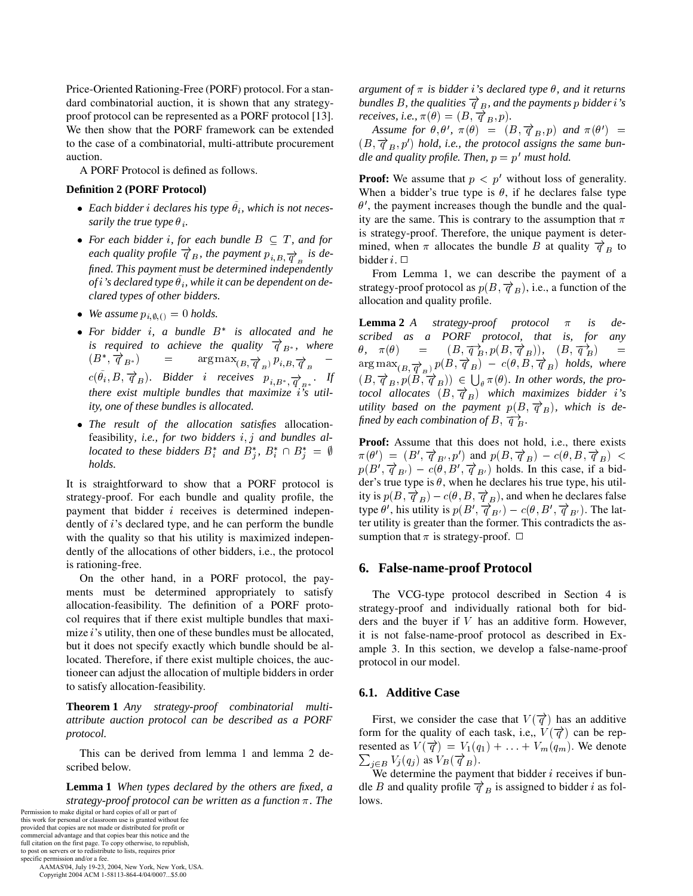Price-Oriented Rationing-Free (PORF) protocol. For a standard combinatorial auction, it is shown that any strategy-proof protocol can be represented as a PORF protocol [13]. We then show that the PORF framework can be extended to the case of a combinatorial, multi-attribute procurement auction.

A PORF Protocol is defined as follows.

**Definition 2 (PORF Protocol)**

- *Each bidder $i$ declares his type $\bar{\theta}_i$, which is not necessarily the true type $\theta_i$.*
- *For each bidder $i$, for each bundle $B \subseteq T$, and for each quality profile $\overrightarrow{q}_B$, the payment $p_{i,B,\overrightarrow{q}_B}$ is defined. This payment must be determined independently of $i$'s declared type $\bar{\theta}_i$, while it can be dependent on declared types of other bidders.*
- *We assume $p_{i,\emptyset,()} = 0$ holds.*
- *For bidder $i$, a bundle $B^*$ is allocated and he is required to achieve the quality $\overrightarrow{q}_{B^*}$, where $(B^*, \overrightarrow{q}_{B^*}) = \arg\max_{(B,\overrightarrow{q}_B)} p_{i,B,\overrightarrow{q}_B} - c(\bar{\theta}_i, B, \overrightarrow{q}_B)$. Bidder $i$ receives $p_{i,B^*,\overrightarrow{q}_{B^*}}$. If there exist multiple bundles that maximize $i$'s utility, one of these bundles is allocated.*
- *The result of the allocation satisfies* allocation-feasibility*, i.e., for two bidders $i, j$ and bundles allocated to these bidders $B_i^*$ and $B_j^*$, $B_i^* \cap B_j^* = \emptyset$ holds.*

It is straightforward to show that a PORF protocol is strategy-proof. For each bundle and quality profile, the payment that bidder $i$ receives is determined independently of $i$'s declared type, and he can perform the bundle with the quality so that his utility is maximized independently of the allocations of other bidders, i.e., the protocol is rationing-free.

On the other hand, in a PORF protocol, the payments must be determined appropriately to satisfy allocation-feasibility. The definition of a PORF protocol requires that if there exist multiple bundles that maximize $i$'s utility, then one of these bundles must be allocated, but it does not specify exactly which bundle should be allocated. Therefore, if there exist multiple choices, the auctioneer can adjust the allocation of multiple bidders in order to satisfy allocation-feasibility.

**Theorem 1** *Any strategy-proof combinatorial multi-attribute auction protocol can be described as a PORF protocol.*

This can be derived from lemma 1 and lemma 2 described below.

**Lemma 1** *When types declared by the others are fixed, a strategy-proof protocol can be written as a function $\pi$. The argument of $\pi$ is bidder $i$'s declared type $\theta$, and it returns bundles $B$, the qualities $\overrightarrow{q}_B$, and the payments $p$ bidder $i$'s receives, i.e., $\pi(\theta) = (B, \overrightarrow{q}_B, p)$.*

*Assume for $\theta, \theta'$, $\pi(\theta) = (B, \overrightarrow{q}_B, p)$ and $\pi(\theta') = (B, \overrightarrow{q}_B, p')$ hold, i.e., the protocol assigns the same bundle and quality profile. Then, $p = p'$ must hold.*

**Proof:** We assume that $p < p'$ without loss of generality. When a bidder's true type is $\theta$, if he declares false type $\theta'$, the payment increases though the bundle and the quality are the same. This is contrary to the assumption that $\pi$ is strategy-proof. Therefore, the unique payment is determined, when $\pi$ allocates the bundle $B$ at quality $\overrightarrow{q}_B$ to bidder $i$. □

From Lemma 1, we can describe the payment of a strategy-proof protocol as $p(B, \overrightarrow{q}_B)$, i.e., a function of the allocation and quality profile.

**Lemma 2** *A strategy-proof protocol $\pi$ is described as a PORF protocol, that is, for any $\theta$, $\pi(\theta) = (B, \overrightarrow{q}_B, p(B, \overrightarrow{q}_B))$, $(B, \overrightarrow{q}_B) = \arg\max_{(B,\overrightarrow{q}_B)} p(B, \overrightarrow{q}_B) - c(\theta, B, \overrightarrow{q}_B)$ holds, where $(B, \overrightarrow{q}_B, p(B, \overrightarrow{q}_B)) \in \bigcup_\theta \pi(\theta)$. In other words, the protocol allocates $(B, \overrightarrow{q}_B)$ which maximizes bidder $i$'s utility based on the payment $p(B, \overrightarrow{q}_B)$, which is defined by each combination of $B$, $\overrightarrow{q}_B$.*

**Proof:** Assume that this does not hold, i.e., there exists $\pi(\theta') = (B', \overrightarrow{q}_{B'}, p')$ and $p(B, \overrightarrow{q}_B) - c(\theta, B, \overrightarrow{q}_B) < p(B', \overrightarrow{q}_{B'}) - c(\theta, B', \overrightarrow{q}_{B'})$ holds. In this case, if a bidder's true type is $\theta$, when he declares his true type, his utility is $p(B, \overrightarrow{q}_B) - c(\theta, B, \overrightarrow{q}_B)$, and when he declares false type $\theta'$, his utility is $p(B', \overrightarrow{q}_{B'}) - c(\theta, B', \overrightarrow{q}_{B'})$. The latter utility is greater than the former. This contradicts the assumption that $\pi$ is strategy-proof. □

## 6. False-name-proof Protocol

The VCG-type protocol described in Section 4 is strategy-proof and individually rational both for bidders and the buyer if $V$ has an additive form. However, it is not false-name-proof protocol as described in Example 3. In this section, we develop a false-name-proof protocol in our model.

### 6.1. Additive Case

First, we consider the case that $V(\overrightarrow{q})$ has an additive form for the quality of each task, i.e,, $V(\overrightarrow{q})$ can be represented as $V(\overrightarrow{q}) = V_1(q_1) + \ldots + V_m(q_m)$. We denote $\sum_{j \in B} V_j(q_j)$ as $V_B(\overrightarrow{q}_B)$.

We determine the payment that bidder $i$ receives if bundle $B$ and quality profile $\overrightarrow{q}_B$ is assigned to bidder $i$ as follows.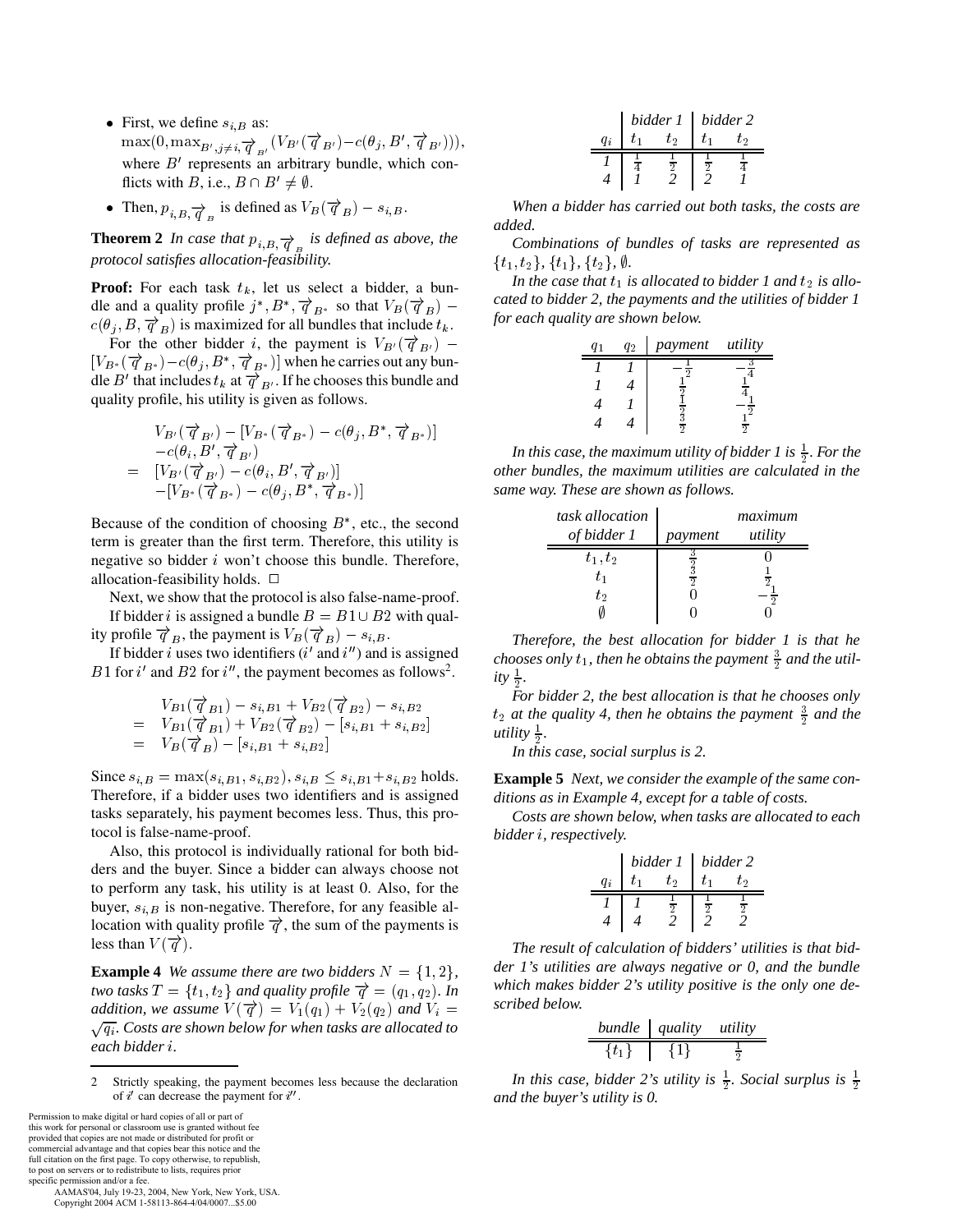- First, we define $s_{i,B}$ as: $\max(0, \max_{B', j \neq i, \overrightarrow{q}_{B'}}(V_{B'}(\overrightarrow{q}_{B'}) - c(\theta_j, B', \overrightarrow{q}_{B'})))$, where $B'$ represents an arbitrary bundle, which conflicts with $B$, i.e., $B \cap B' \neq \emptyset$.
- Then, $p_{i,B,\overrightarrow{q}_B}$ is defined as $V_B(\overrightarrow{q}_B) - s_{i,B}$.

**Theorem 2** *In case that $p_{i,B,\overrightarrow{q}_B}$ is defined as above, the protocol satisfies allocation-feasibility.*

**Proof:** For each task $t_k$, let us select a bidder, a bundle and a quality profile $j^*, B^*, \overrightarrow{q}_{B^*}$ so that $V_B(\overrightarrow{q}_B) - c(\theta_j, B, \overrightarrow{q}_B)$ is maximized for all bundles that include $t_k$.

For the other bidder $i$, the payment is $V_{B'}(\overrightarrow{q}_{B'}) - [V_{B^*}(\overrightarrow{q}_{B^*}) - c(\theta_j, B^*, \overrightarrow{q}_{B^*})]$ when he carries out any bundle $B'$ that includes $t_k$ at $\overrightarrow{q}_{B'}$. If he chooses this bundle and quality profile, his utility is given as follows.

$$
\begin{aligned}
& V_{B'}(\overrightarrow{q}_{B'}) - [V_{B^*}(\overrightarrow{q}_{B^*}) - c(\theta_j, B^*, \overrightarrow{q}_{B^*})] \\
& -c(\theta_i, B', \overrightarrow{q}_{B'}) \\
= \ & [V_{B'}(\overrightarrow{q}_{B'}) - c(\theta_i, B', \overrightarrow{q}_{B'})] \\
& -[V_{B^*}(\overrightarrow{q}_{B^*}) - c(\theta_j, B^*, \overrightarrow{q}_{B^*})]
\end{aligned}
$$

Because of the condition of choosing $B^*$, etc., the second term is greater than the first term. Therefore, this utility is negative so bidder $i$ won't choose this bundle. Therefore, allocation-feasibility holds. $\square$

Next, we show that the protocol is also false-name-proof.

If bidder $i$ is assigned a bundle $B = B1 \cup B2$ with quality profile $\overrightarrow{q}_B$, the payment is $V_B(\overrightarrow{q}_B) - s_{i,B}$.

If bidder $i$ uses two identifiers ($i'$ and $i''$) and is assigned $B1$ for $i'$ and $B2$ for $i''$, the payment becomes as follows[2].

$$
\begin{aligned}
& V_{B1}(\overrightarrow{q}_{B1}) - s_{i,B1} + V_{B2}(\overrightarrow{q}_{B2}) - s_{i,B2} \\
= \ & V_{B1}(\overrightarrow{q}_{B1}) + V_{B2}(\overrightarrow{q}_{B2}) - [s_{i,B1} + s_{i,B2}] \\
= \ & V_B(\overrightarrow{q}_B) - [s_{i,B1} + s_{i,B2}]
\end{aligned}
$$

Since $s_{i,B} = \max(s_{i,B1}, s_{i,B2})$, $s_{i,B} \leq s_{i,B1} + s_{i,B2}$ holds. Therefore, if a bidder uses two identifiers and is assigned tasks separately, his payment becomes less. Thus, this protocol is false-name-proof.

Also, this protocol is individually rational for both bidders and the buyer. Since a bidder can always choose not to perform any task, his utility is at least 0. Also, for the buyer, $s_{i,B}$ is non-negative. Therefore, for any feasible allocation with quality profile $\overrightarrow{q}$, the sum of the payments is less than $V(\overrightarrow{q})$.

**Example 4** *We assume there are two bidders $N = \{1, 2\}$, two tasks $T = \{t_1, t_2\}$ and quality profile $\overrightarrow{q} = (q_1, q_2)$. In addition, we assume $V(\overrightarrow{q}) = V_1(q_1) + V_2(q_2)$ and $V_i = \sqrt{q_i}$. Costs are shown below for when tasks are allocated to each bidder $i$.*

| | *bidder 1* | | *bidder 2* | |
|---|---|---|---|---|
| $q_i$ | $t_1$ | $t_2$ | $t_1$ | $t_2$ |
| *1* | $\frac{1}{4}$ | $\frac{1}{2}$ | $\frac{1}{2}$ | $\frac{1}{4}$ |
| *4* | *1* | *2* | *2* | *1* |

*When a bidder has carried out both tasks, the costs are added.*

*Combinations of bundles of tasks are represented as $\{t_1, t_2\}$, $\{t_1\}$, $\{t_2\}$, $\emptyset$.*

*In the case that $t_1$ is allocated to bidder 1 and $t_2$ is allocated to bidder 2, the payments and the utilities of bidder 1 for each quality are shown below.*

| $q_1$ | $q_2$ | *payment* | *utility* |
|---|---|---|---|
| *1* | *1* | $-\frac{1}{2}$ | $-\frac{3}{4}$ |
| *1* | *4* | $\frac{1}{2}$ | $\frac{1}{4}$ |
| *4* | *1* | $\frac{1}{2}$ | $-\frac{1}{2}$ |
| *4* | *4* | $\frac{3}{2}$ | $\frac{1}{2}$ |

*In this case, the maximum utility of bidder 1 is $\frac{1}{2}$. For the other bundles, the maximum utilities are calculated in the same way. These are shown as follows.*

| *task allocation of bidder 1* | *payment* | *maximum utility* |
|---|---|---|
| $t_1, t_2$ | $\frac{3}{2}$ | $0$ |
| $t_1$ | $\frac{3}{2}$ | $\frac{1}{2}$ |
| $t_2$ | $0$ | $-\frac{1}{2}$ |
| $\emptyset$ | $0$ | $0$ |

*Therefore, the best allocation for bidder 1 is that he chooses only $t_1$, then he obtains the payment $\frac{3}{2}$ and the utility $\frac{1}{2}$.*

*For bidder 2, the best allocation is that he chooses only $t_2$ at the quality 4, then he obtains the payment $\frac{3}{2}$ and the utility $\frac{1}{2}$.*

*In this case, social surplus is 2.*

**Example 5** *Next, we consider the example of the same conditions as in Example 4, except for a table of costs.*

*Costs are shown below, when tasks are allocated to each bidder $i$, respectively.*

| | *bidder 1* | | *bidder 2* | |
|---|---|---|---|---|
| $q_i$ | $t_1$ | $t_2$ | $t_1$ | $t_2$ |
| *1* | *1* | $\frac{1}{2}$ | $\frac{1}{2}$ | $\frac{1}{2}$ |
| *4* | *4* | *2* | *2* | *2* |

*The result of calculation of bidders' utilities is that bidder 1's utilities are always negative or 0, and the bundle which makes bidder 2's utility positive is the only one described below.*

| *bundle* | *quality* | *utility* |
|---|---|---|
| $\{t_1\}$ | $\{1\}$ | $\frac{1}{2}$ |

*In this case, bidder 2's utility is $\frac{1}{2}$. Social surplus is $\frac{1}{2}$ and the buyer's utility is 0.*

---

[2] Strictly speaking, the payment becomes less because the declaration of $i'$ can decrease the payment for $i''$.

Permission to make digital or hard copies of all or part of this work for personal or classroom use is granted without fee provided that copies are not made or distributed for profit or commercial advantage and that copies bear this notice and the full citation on the first page. To copy otherwise, to republish, to post on servers or to redistribute to lists, requires prior specific permission and/or a fee.
AAMAS'04, July 19-23, 2004, New York, New York, USA.
Copyright 2004 ACM 1-58113-864-4/04/0007...$5.00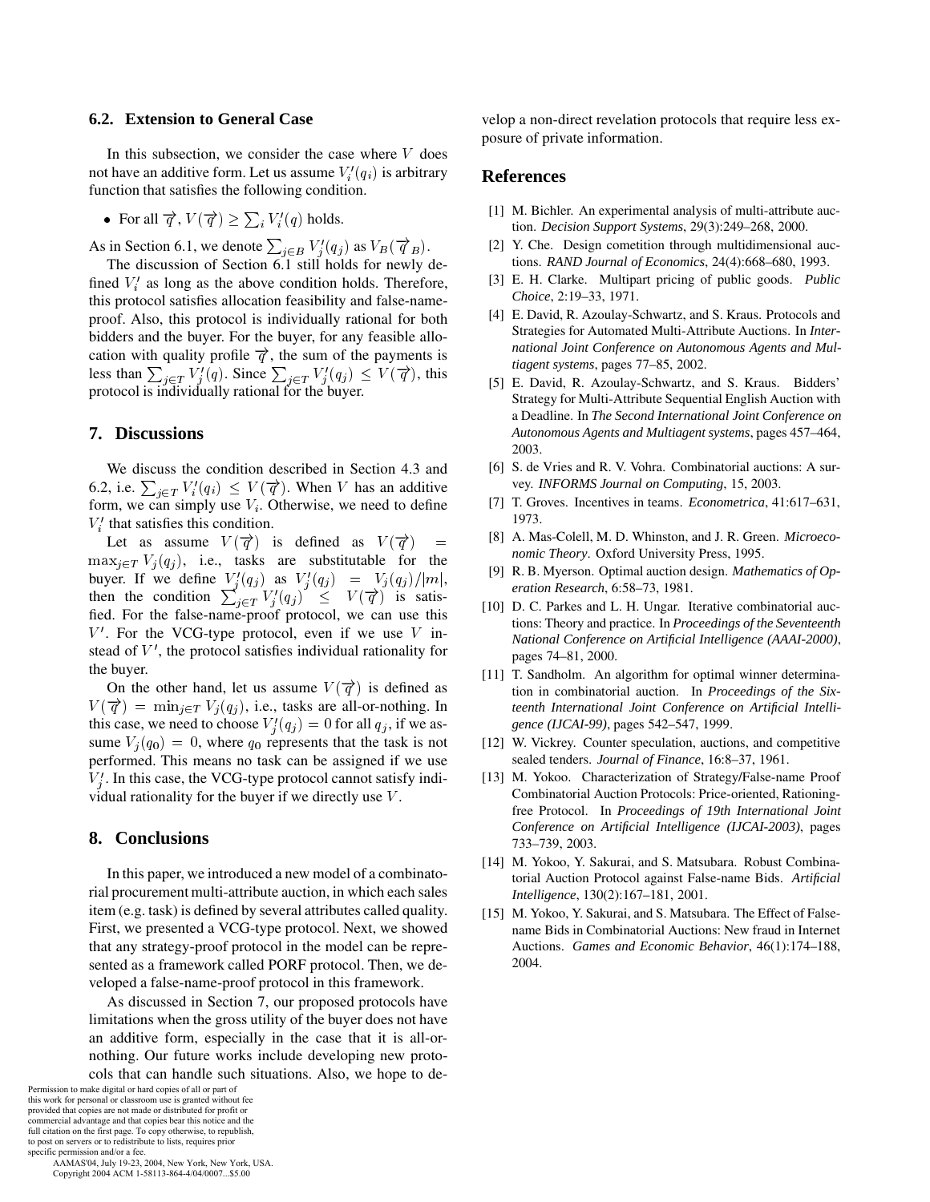### 6.2. Extension to General Case

In this subsection, we consider the case where $V$ does not have an additive form. Let us assume $V_i'(q_i)$ is arbitrary function that satisfies the following condition.

- For all $\overrightarrow{q}$, $V(\overrightarrow{q}) \geq \sum_i V_i'(q)$ holds.

As in Section 6.1, we denote $\sum_{j \in B} V_j'(q_j)$ as $V_B(\overrightarrow{q}_B)$.

The discussion of Section 6.1 still holds for newly defined $V_i'$ as long as the above condition holds. Therefore, this protocol satisfies allocation feasibility and false-name-proof. Also, this protocol is individually rational for both bidders and the buyer. For the buyer, for any feasible allocation with quality profile $\overrightarrow{q}$, the sum of the payments is less than $\sum_{j \in T} V_j'(q)$. Since $\sum_{j \in T} V_j'(q_j) \leq V(\overrightarrow{q})$, this protocol is individually rational for the buyer.

## 7. Discussions

We discuss the condition described in Section 4.3 and 6.2, i.e. $\sum_{j \in T} V_i'(q_i) \leq V(\overrightarrow{q})$. When $V$ has an additive form, we can simply use $V_i$. Otherwise, we need to define $V_i'$ that satisfies this condition.

Let as assume $V(\overrightarrow{q})$ is defined as $V(\overrightarrow{q}) = \max_{j \in T} V_j(q_j)$, i.e., tasks are substitutable for the buyer. If we define $V_j'(q_j)$ as $V_j'(q_j) = V_j(q_j)/|m|$, then the condition $\sum_{j \in T} V_j'(q_j) \leq V(\overrightarrow{q})$ is satisfied. For the false-name-proof protocol, we can use this $V'$. For the VCG-type protocol, even if we use $V$ instead of $V'$, the protocol satisfies individual rationality for the buyer.

On the other hand, let us assume $V(\overrightarrow{q})$ is defined as $V(\overrightarrow{q}) = \min_{j \in T} V_j(q_j)$, i.e., tasks are all-or-nothing. In this case, we need to choose $V_j'(q_j) = 0$ for all $q_j$, if we assume $V_j(q_0) = 0$, where $q_0$ represents that the task is not performed. This means no task can be assigned if we use $V_j'$. In this case, the VCG-type protocol cannot satisfy individual rationality for the buyer if we directly use $V$.

## 8. Conclusions

In this paper, we introduced a new model of a combinatorial procurement multi-attribute auction, in which each sales item (e.g. task) is defined by several attributes called quality. First, we presented a VCG-type protocol. Next, we showed that any strategy-proof protocol in the model can be represented as a framework called PORF protocol. Then, we developed a false-name-proof protocol in this framework.

As discussed in Section 7, our proposed protocols have limitations when the gross utility of the buyer does not have an additive form, especially in the case that it is all-or-nothing. Our future works include developing new protocols that can handle such situations. Also, we hope to develop a non-direct revelation protocols that require less exposure of private information.

Permission to make digital or hard copies of all or part of this work for personal or classroom use is granted without fee provided that copies are not made or distributed for profit or commercial advantage and that copies bear this notice and the full citation on the first page. To copy otherwise, to republish, to post on servers or to redistribute to lists, requires prior specific permission and/or a fee.
AAMAS'04, July 19-23, 2004, New York, New York, USA.
Copyright 2004 ACM 1-58113-864-4/04/0007...$5.00

## References

[1] M. Bichler. An experimental analysis of multi-attribute auction. *Decision Support Systems*, 29(3):249–268, 2000.

[2] Y. Che. Design cometition through multidimensional auctions. *RAND Journal of Economics*, 24(4):668–680, 1993.

[3] E. H. Clarke. Multipart pricing of public goods. *Public Choice*, 2:19–33, 1971.

[4] E. David, R. Azoulay-Schwartz, and S. Kraus. Protocols and Strategies for Automated Multi-Attribute Auctions. In *International Joint Conference on Autonomous Agents and Multiagent systems*, pages 77–85, 2002.

[5] E. David, R. Azoulay-Schwartz, and S. Kraus. Bidders' Strategy for Multi-Attribute Sequential English Auction with a Deadline. In *The Second International Joint Conference on Autonomous Agents and Multiagent systems*, pages 457–464, 2003.

[6] S. de Vries and R. V. Vohra. Combinatorial auctions: A survey. *INFORMS Journal on Computing*, 15, 2003.

[7] T. Groves. Incentives in teams. *Econometrica*, 41:617–631, 1973.

[8] A. Mas-Colell, M. D. Whinston, and J. R. Green. *Microeconomic Theory*. Oxford University Press, 1995.

[9] R. B. Myerson. Optimal auction design. *Mathematics of Operation Research*, 6:58–73, 1981.

[10] D. C. Parkes and L. H. Ungar. Iterative combinatorial auctions: Theory and practice. In *Proceedings of the Seventeenth National Conference on Artificial Intelligence (AAAI-2000)*, pages 74–81, 2000.

[11] T. Sandholm. An algorithm for optimal winner determination in combinatorial auction. In *Proceedings of the Sixteenth International Joint Conference on Artificial Intelligence (IJCAI-99)*, pages 542–547, 1999.

[12] W. Vickrey. Counter speculation, auctions, and competitive sealed tenders. *Journal of Finance*, 16:8–37, 1961.

[13] M. Yokoo. Characterization of Strategy/False-name Proof Combinatorial Auction Protocols: Price-oriented, Rationing-free Protocol. In *Proceedings of 19th International Joint Conference on Artificial Intelligence (IJCAI-2003)*, pages 733–739, 2003.

[14] M. Yokoo, Y. Sakurai, and S. Matsubara. Robust Combinatorial Auction Protocol against False-name Bids. *Artificial Intelligence*, 130(2):167–181, 2001.

[15] M. Yokoo, Y. Sakurai, and S. Matsubara. The Effect of False-name Bids in Combinatorial Auctions: New fraud in Internet Auctions. *Games and Economic Behavior*, 46(1):174–188, 2004.